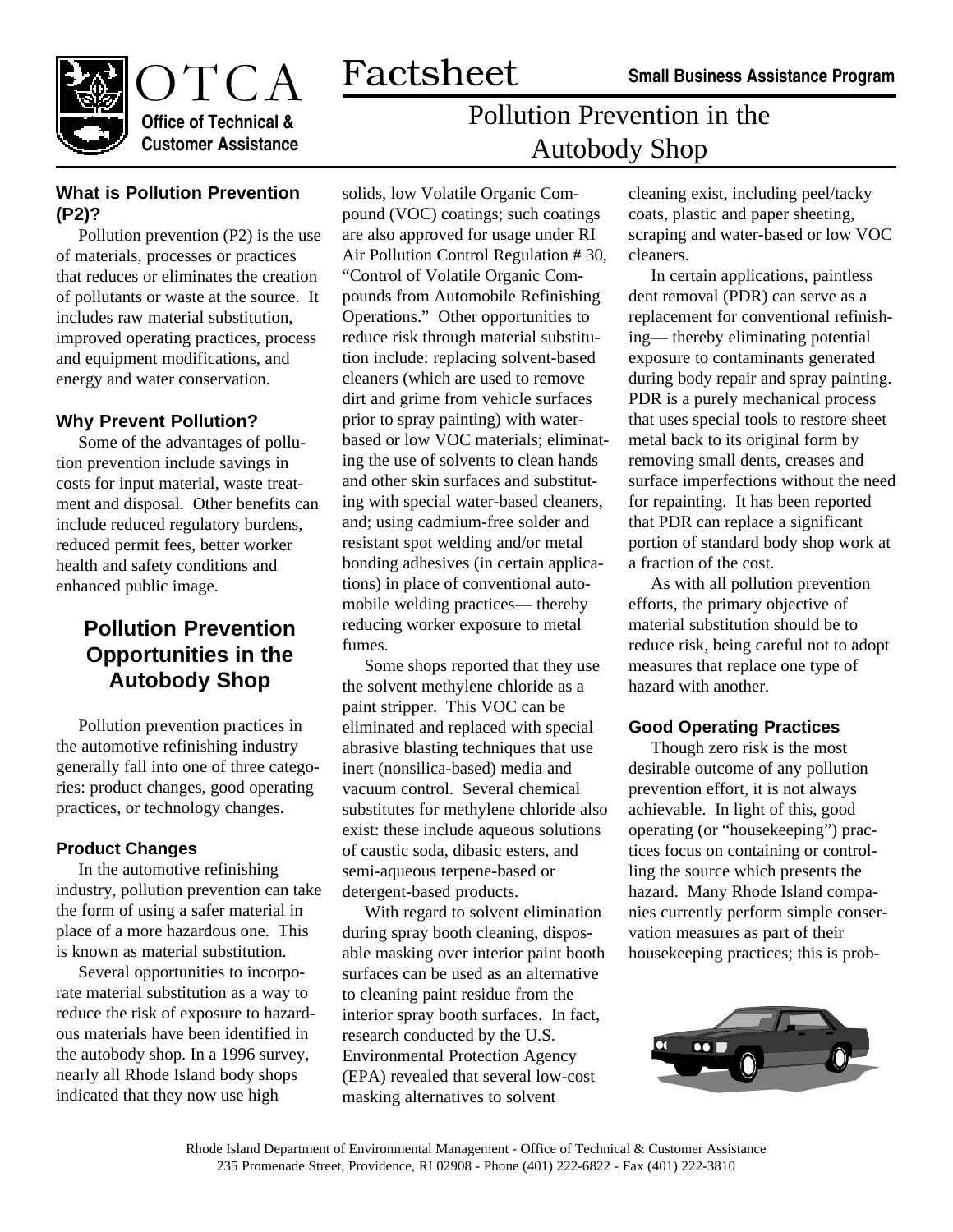# OTCA Factsheet

**Office of Technical & Customer Assistance**

**Small Business Assistance Program**

# Pollution Prevention in the Autobody Shop

### What is Pollution Prevention (P2)?

Pollution prevention (P2) is the use of materials, processes or practices that reduces or eliminates the creation of pollutants or waste at the source. It includes raw material substitution, improved operating practices, process and equipment modifications, and energy and water conservation.

### Why Prevent Pollution?

Some of the advantages of pollution prevention include savings in costs for input material, waste treatment and disposal. Other benefits can include reduced regulatory burdens, reduced permit fees, better worker health and safety conditions and enhanced public image.

## Pollution Prevention Opportunities in the Autobody Shop

Pollution prevention practices in the automotive refinishing industry generally fall into one of three categories: product changes, good operating practices, or technology changes.

### Product Changes

In the automotive refinishing industry, pollution prevention can take the form of using a safer material in place of a more hazardous one. This is known as material substitution.

Several opportunities to incorporate material substitution as a way to reduce the risk of exposure to hazardous materials have been identified in the autobody shop. In a 1996 survey, nearly all Rhode Island body shops indicated that they now use high solids, low Volatile Organic Compound (VOC) coatings; such coatings are also approved for usage under RI Air Pollution Control Regulation # 30, "Control of Volatile Organic Compounds from Automobile Refinishing Operations." Other opportunities to reduce risk through material substitution include: replacing solvent-based cleaners (which are used to remove dirt and grime from vehicle surfaces prior to spray painting) with water-based or low VOC materials; eliminating the use of solvents to clean hands and other skin surfaces and substituting with special water-based cleaners, and; using cadmium-free solder and resistant spot welding and/or metal bonding adhesives (in certain applications) in place of conventional automobile welding practices— thereby reducing worker exposure to metal fumes.

Some shops reported that they use the solvent methylene chloride as a paint stripper. This VOC can be eliminated and replaced with special abrasive blasting techniques that use inert (nonsilica-based) media and vacuum control. Several chemical substitutes for methylene chloride also exist: these include aqueous solutions of caustic soda, dibasic esters, and semi-aqueous terpene-based or detergent-based products.

With regard to solvent elimination during spray booth cleaning, disposable masking over interior paint booth surfaces can be used as an alternative to cleaning paint residue from the interior spray booth surfaces. In fact, research conducted by the U.S. Environmental Protection Agency (EPA) revealed that several low-cost masking alternatives to solvent cleaning exist, including peel/tacky coats, plastic and paper sheeting, scraping and water-based or low VOC cleaners.

In certain applications, paintless dent removal (PDR) can serve as a replacement for conventional refinishing— thereby eliminating potential exposure to contaminants generated during body repair and spray painting. PDR is a purely mechanical process that uses special tools to restore sheet metal back to its original form by removing small dents, creases and surface imperfections without the need for repainting. It has been reported that PDR can replace a significant portion of standard body shop work at a fraction of the cost.

As with all pollution prevention efforts, the primary objective of material substitution should be to reduce risk, being careful not to adopt measures that replace one type of hazard with another.

### Good Operating Practices

Though zero risk is the most desirable outcome of any pollution prevention effort, it is not always achievable. In light of this, good operating (or "housekeeping") practices focus on containing or controlling the source which presents the hazard. Many Rhode Island companies currently perform simple conservation measures as part of their housekeeping practices; this is prob-

Rhode Island Department of Environmental Management - Office of Technical & Customer Assistance
235 Promenade Street, Providence, RI 02908 - Phone (401) 222-6822 - Fax (401) 222-3810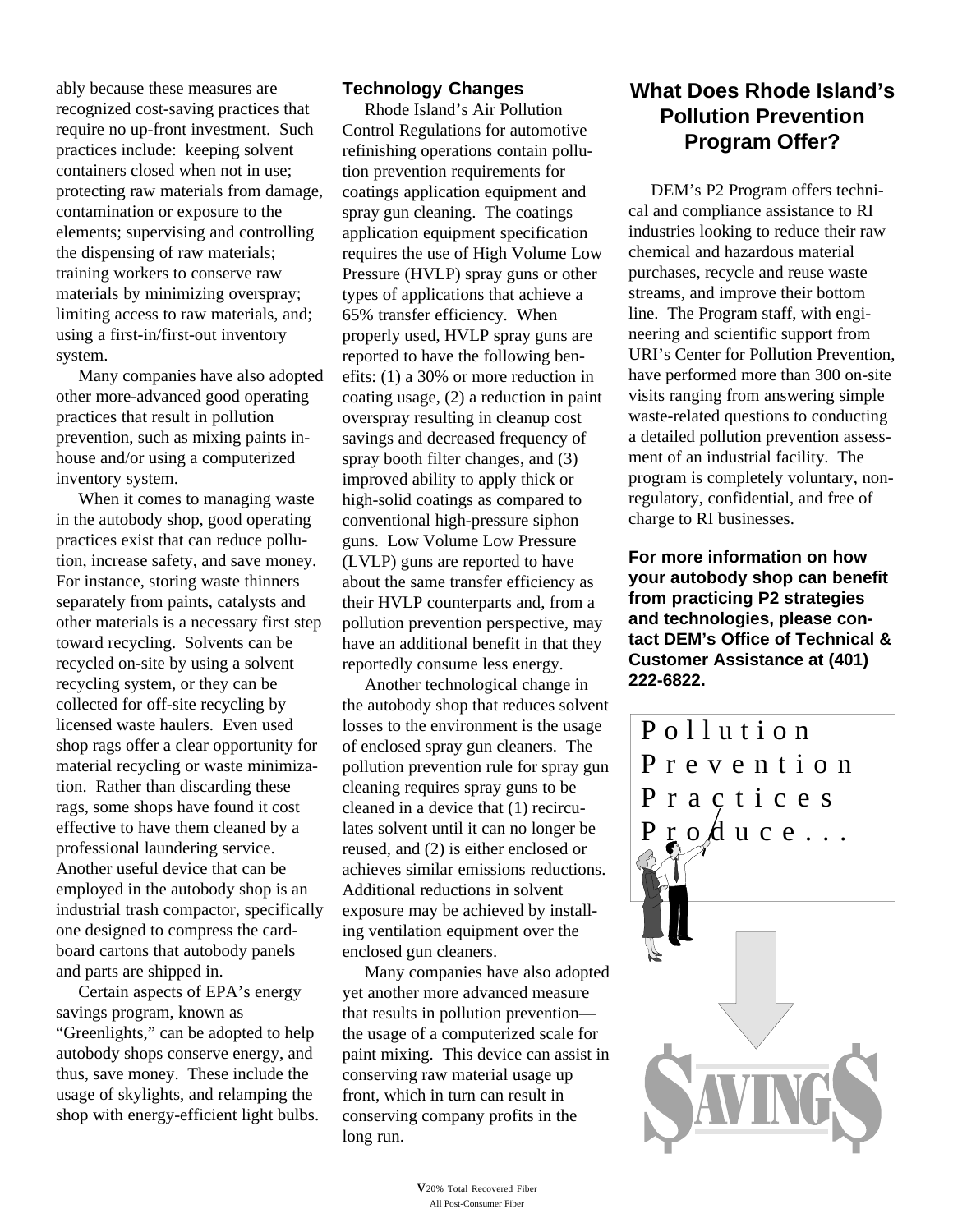ably because these measures are recognized cost-saving practices that require no up-front investment. Such practices include: keeping solvent containers closed when not in use; protecting raw materials from damage, contamination or exposure to the elements; supervising and controlling the dispensing of raw materials; training workers to conserve raw materials by minimizing overspray; limiting access to raw materials, and; using a first-in/first-out inventory system.

Many companies have also adopted other more-advanced good operating practices that result in pollution prevention, such as mixing paints in-house and/or using a computerized inventory system.

When it comes to managing waste in the autobody shop, good operating practices exist that can reduce pollution, increase safety, and save money. For instance, storing waste thinners separately from paints, catalysts and other materials is a necessary first step toward recycling. Solvents can be recycled on-site by using a solvent recycling system, or they can be collected for off-site recycling by licensed waste haulers. Even used shop rags offer a clear opportunity for material recycling or waste minimization. Rather than discarding these rags, some shops have found it cost effective to have them cleaned by a professional laundering service. Another useful device that can be employed in the autobody shop is an industrial trash compactor, specifically one designed to compress the cardboard cartons that autobody panels and parts are shipped in.

Certain aspects of EPA's energy savings program, known as "Greenlights," can be adopted to help autobody shops conserve energy, and thus, save money. These include the usage of skylights, and relamping the shop with energy-efficient light bulbs.

### Technology Changes

Rhode Island's Air Pollution Control Regulations for automotive refinishing operations contain pollution prevention requirements for coatings application equipment and spray gun cleaning. The coatings application equipment specification requires the use of High Volume Low Pressure (HVLP) spray guns or other types of applications that achieve a 65% transfer efficiency. When properly used, HVLP spray guns are reported to have the following benefits: (1) a 30% or more reduction in coating usage, (2) a reduction in paint overspray resulting in cleanup cost savings and decreased frequency of spray booth filter changes, and (3) improved ability to apply thick or high-solid coatings as compared to conventional high-pressure siphon guns. Low Volume Low Pressure (LVLP) guns are reported to have about the same transfer efficiency as their HVLP counterparts and, from a pollution prevention perspective, may have an additional benefit in that they reportedly consume less energy.

Another technological change in the autobody shop that reduces solvent losses to the environment is the usage of enclosed spray gun cleaners. The pollution prevention rule for spray gun cleaning requires spray guns to be cleaned in a device that (1) recirculates solvent until it can no longer be reused, and (2) is either enclosed or achieves similar emissions reductions. Additional reductions in solvent exposure may be achieved by installing ventilation equipment over the enclosed gun cleaners.

Many companies have also adopted yet another more advanced measure that results in pollution prevention—the usage of a computerized scale for paint mixing. This device can assist in conserving raw material usage up front, which in turn can result in conserving company profits in the long run.

## What Does Rhode Island's Pollution Prevention Program Offer?

DEM's P2 Program offers technical and compliance assistance to RI industries looking to reduce their raw chemical and hazardous material purchases, recycle and reuse waste streams, and improve their bottom line. The Program staff, with engineering and scientific support from URI's Center for Pollution Prevention, have performed more than 300 on-site visits ranging from answering simple waste-related questions to conducting a detailed pollution prevention assessment of an industrial facility. The program is completely voluntary, non-regulatory, confidential, and free of charge to RI businesses.

**For more information on how your autobody shop can benefit from practicing P2 strategies and technologies, please contact DEM's Office of Technical & Customer Assistance at (401) 222-6822.**

Pollution Prevention Practices Produce...

SAVINGS

20% Total Recovered Fiber
All Post-Consumer Fiber